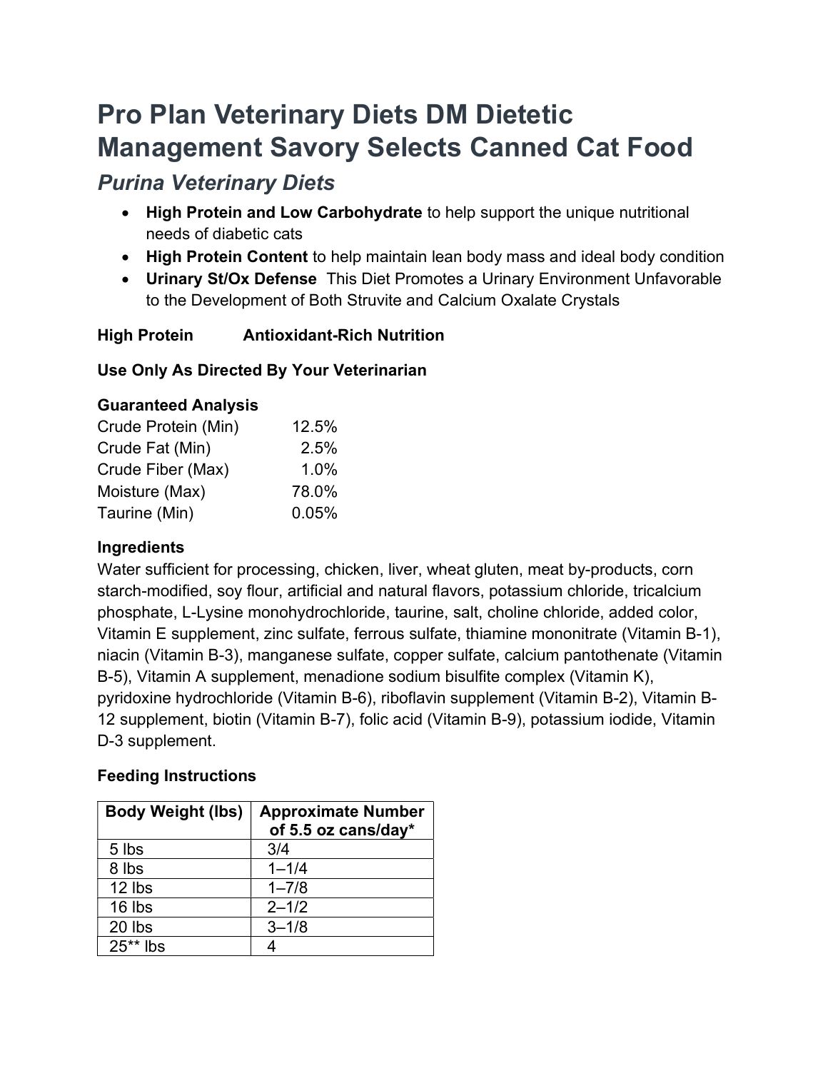# Pro Plan Veterinary Diets DM Dietetic Management Savory Selects Canned Cat Food

## *Purina Veterinary Diets*

- **High Protein and Low Carbohydrate** to help support the unique nutritional needs of diabetic cats
- **High Protein Content** to help maintain lean body mass and ideal body condition
- **Urinary St/Ox Defense** This Diet Promotes a Urinary Environment Unfavorable to the Development of Both Struvite and Calcium Oxalate Crystals

**High Protein** **Antioxidant-Rich Nutrition**

**Use Only As Directed By Your Veterinarian**

**Guaranteed Analysis**

| | |
|---|---|
| Crude Protein (Min) | 12.5% |
| Crude Fat (Min) | 2.5% |
| Crude Fiber (Max) | 1.0% |
| Moisture (Max) | 78.0% |
| Taurine (Min) | 0.05% |

**Ingredients**

Water sufficient for processing, chicken, liver, wheat gluten, meat by-products, corn starch-modified, soy flour, artificial and natural flavors, potassium chloride, tricalcium phosphate, L-Lysine monohydrochloride, taurine, salt, choline chloride, added color, Vitamin E supplement, zinc sulfate, ferrous sulfate, thiamine mononitrate (Vitamin B-1), niacin (Vitamin B-3), manganese sulfate, copper sulfate, calcium pantothenate (Vitamin B-5), Vitamin A supplement, menadione sodium bisulfite complex (Vitamin K), pyridoxine hydrochloride (Vitamin B-6), riboflavin supplement (Vitamin B-2), Vitamin B-12 supplement, biotin (Vitamin B-7), folic acid (Vitamin B-9), potassium iodide, Vitamin D-3 supplement.

**Feeding Instructions**

| Body Weight (lbs) | Approximate Number of 5.5 oz cans/day* |
|---|---|
| 5 lbs | 3/4 |
| 8 lbs | 1–1/4 |
| 12 lbs | 1–7/8 |
| 16 lbs | 2–1/2 |
| 20 lbs | 3–1/8 |
| 25** lbs | 4 |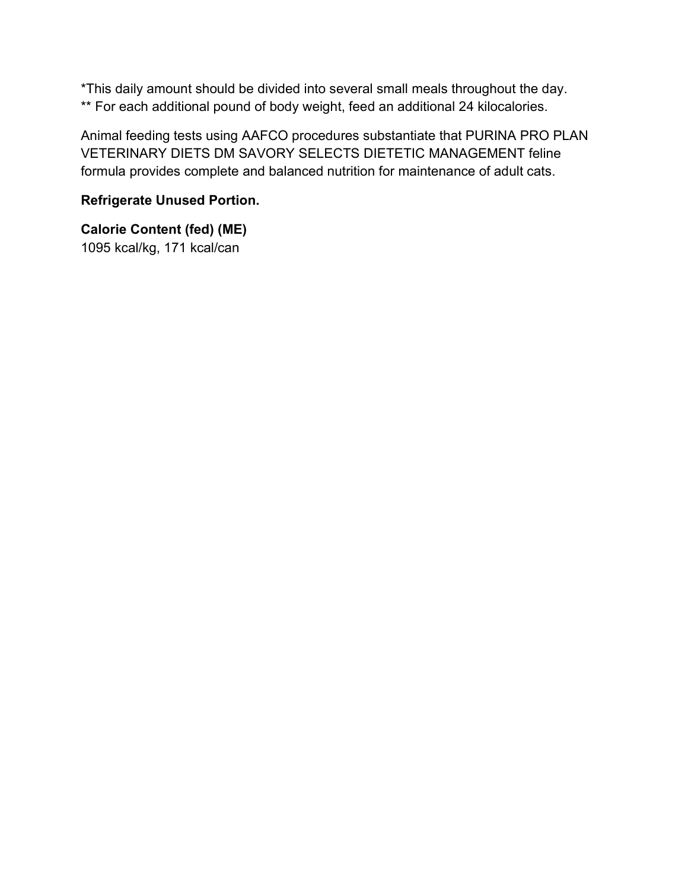*This daily amount should be divided into several small meals throughout the day.
** For each additional pound of body weight, feed an additional 24 kilocalories.

Animal feeding tests using AAFCO procedures substantiate that PURINA PRO PLAN VETERINARY DIETS DM SAVORY SELECTS DIETETIC MANAGEMENT feline formula provides complete and balanced nutrition for maintenance of adult cats.

**Refrigerate Unused Portion.**

**Calorie Content (fed) (ME)**
1095 kcal/kg, 171 kcal/can